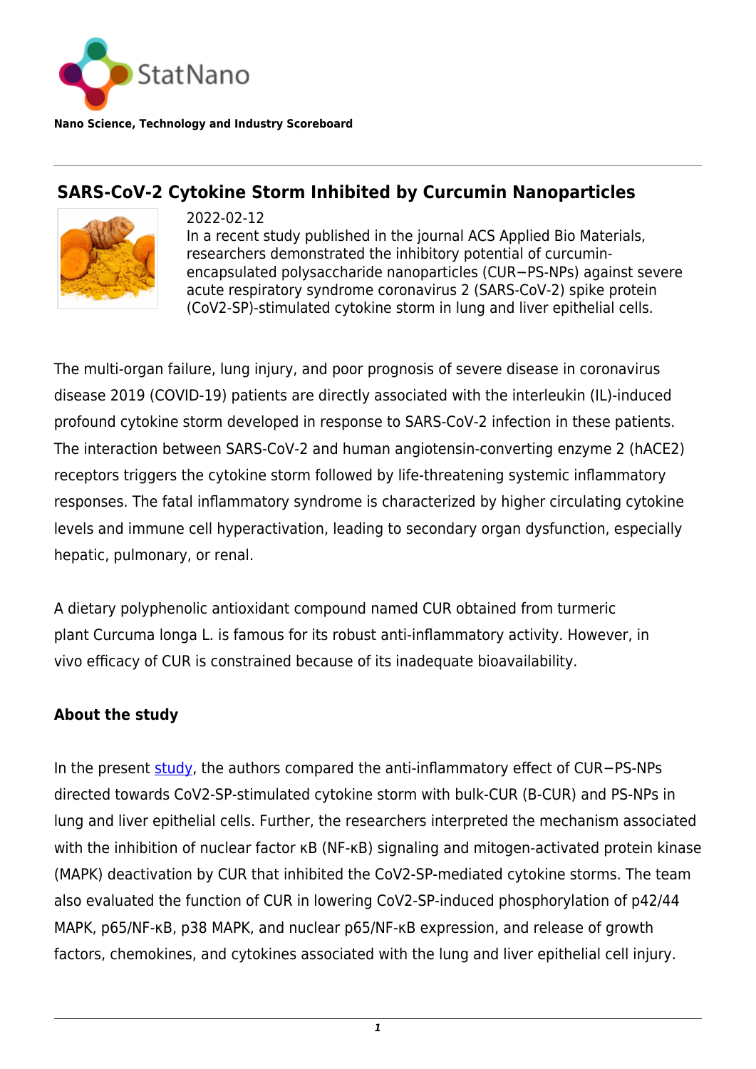StatNano

**Nano Science, Technology and Industry Scoreboard**

## SARS-CoV-2 Cytokine Storm Inhibited by Curcumin Nanoparticles

2022-02-12

In a recent study published in the journal ACS Applied Bio Materials, researchers demonstrated the inhibitory potential of curcumin-encapsulated polysaccharide nanoparticles (CUR−PS-NPs) against severe acute respiratory syndrome coronavirus 2 (SARS-CoV-2) spike protein (CoV2-SP)-stimulated cytokine storm in lung and liver epithelial cells.

The multi-organ failure, lung injury, and poor prognosis of severe disease in coronavirus disease 2019 (COVID-19) patients are directly associated with the interleukin (IL)-induced profound cytokine storm developed in response to SARS-CoV-2 infection in these patients. The interaction between SARS-CoV-2 and human angiotensin-converting enzyme 2 (hACE2) receptors triggers the cytokine storm followed by life-threatening systemic inflammatory responses. The fatal inflammatory syndrome is characterized by higher circulating cytokine levels and immune cell hyperactivation, leading to secondary organ dysfunction, especially hepatic, pulmonary, or renal.

A dietary polyphenolic antioxidant compound named CUR obtained from turmeric plant Curcuma longa L. is famous for its robust anti-inflammatory activity. However, in vivo efficacy of CUR is constrained because of its inadequate bioavailability.

### About the study

In the present study, the authors compared the anti-inflammatory effect of CUR−PS-NPs directed towards CoV2-SP-stimulated cytokine storm with bulk-CUR (B-CUR) and PS-NPs in lung and liver epithelial cells. Further, the researchers interpreted the mechanism associated with the inhibition of nuclear factor κB (NF-κB) signaling and mitogen-activated protein kinase (MAPK) deactivation by CUR that inhibited the CoV2-SP-mediated cytokine storms. The team also evaluated the function of CUR in lowering CoV2-SP-induced phosphorylation of p42/44 MAPK, p65/NF-κB, p38 MAPK, and nuclear p65/NF-κB expression, and release of growth factors, chemokines, and cytokines associated with the lung and liver epithelial cell injury.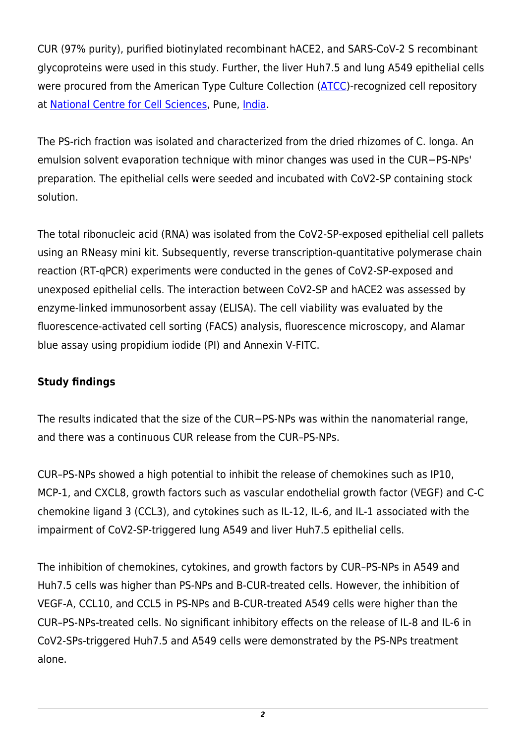CUR (97% purity), purified biotinylated recombinant hACE2, and SARS-CoV-2 S recombinant glycoproteins were used in this study. Further, the liver Huh7.5 and lung A549 epithelial cells were procured from the American Type Culture Collection (ATCC)-recognized cell repository at National Centre for Cell Sciences, Pune, India.

The PS-rich fraction was isolated and characterized from the dried rhizomes of C. longa. An emulsion solvent evaporation technique with minor changes was used in the CUR−PS-NPs' preparation. The epithelial cells were seeded and incubated with CoV2-SP containing stock solution.

The total ribonucleic acid (RNA) was isolated from the CoV2-SP-exposed epithelial cell pallets using an RNeasy mini kit. Subsequently, reverse transcription-quantitative polymerase chain reaction (RT-qPCR) experiments were conducted in the genes of CoV2-SP-exposed and unexposed epithelial cells. The interaction between CoV2-SP and hACE2 was assessed by enzyme-linked immunosorbent assay (ELISA). The cell viability was evaluated by the fluorescence-activated cell sorting (FACS) analysis, fluorescence microscopy, and Alamar blue assay using propidium iodide (PI) and Annexin V-FITC.

## Study findings

The results indicated that the size of the CUR−PS-NPs was within the nanomaterial range, and there was a continuous CUR release from the CUR–PS-NPs.

CUR–PS-NPs showed a high potential to inhibit the release of chemokines such as IP10, MCP-1, and CXCL8, growth factors such as vascular endothelial growth factor (VEGF) and C-C chemokine ligand 3 (CCL3), and cytokines such as IL-12, IL-6, and IL-1 associated with the impairment of CoV2-SP-triggered lung A549 and liver Huh7.5 epithelial cells.

The inhibition of chemokines, cytokines, and growth factors by CUR–PS-NPs in A549 and Huh7.5 cells was higher than PS-NPs and B-CUR-treated cells. However, the inhibition of VEGF-A, CCL10, and CCL5 in PS-NPs and B-CUR-treated A549 cells were higher than the CUR–PS-NPs-treated cells. No significant inhibitory effects on the release of IL-8 and IL-6 in CoV2-SPs-triggered Huh7.5 and A549 cells were demonstrated by the PS-NPs treatment alone.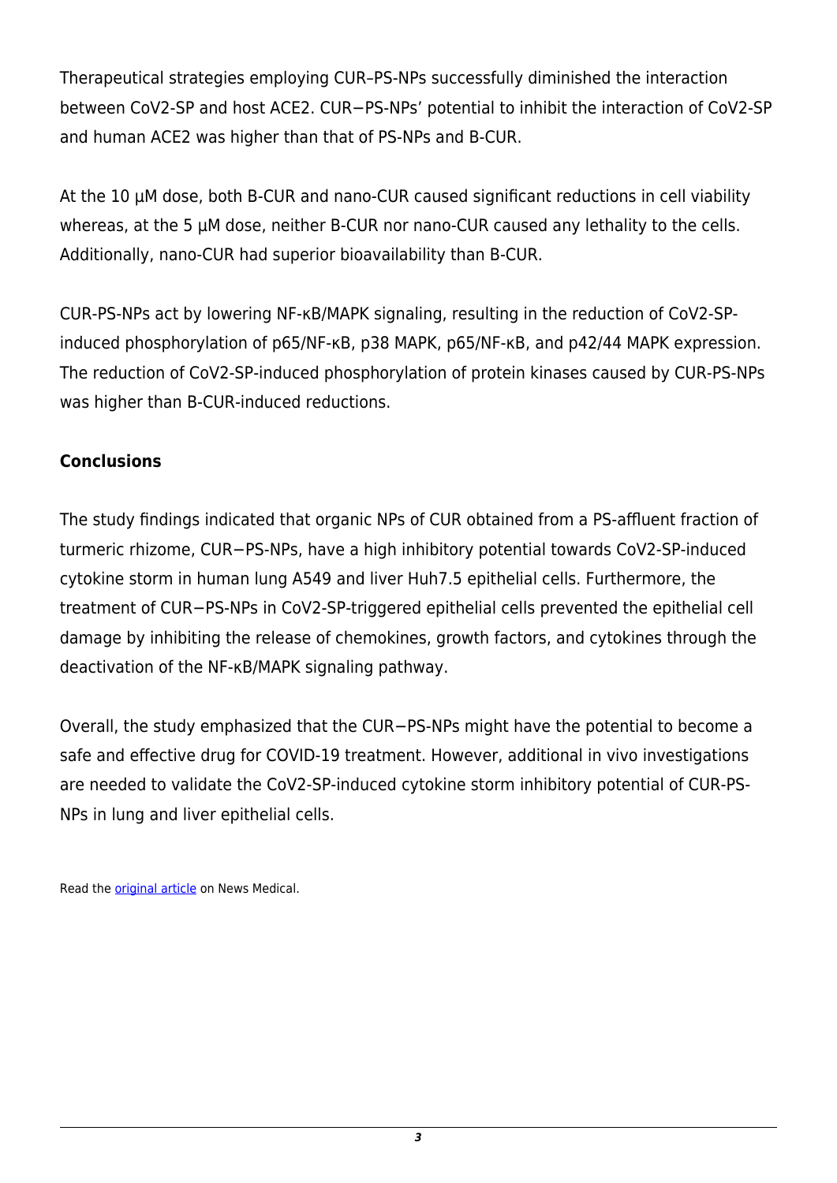Therapeutical strategies employing CUR–PS-NPs successfully diminished the interaction between CoV2-SP and host ACE2. CUR−PS-NPs' potential to inhibit the interaction of CoV2-SP and human ACE2 was higher than that of PS-NPs and B-CUR.

At the 10 µM dose, both B-CUR and nano-CUR caused significant reductions in cell viability whereas, at the 5 µM dose, neither B-CUR nor nano-CUR caused any lethality to the cells. Additionally, nano-CUR had superior bioavailability than B-CUR.

CUR-PS-NPs act by lowering NF-κB/MAPK signaling, resulting in the reduction of CoV2-SP-induced phosphorylation of p65/NF-κB, p38 MAPK, p65/NF-κB, and p42/44 MAPK expression. The reduction of CoV2-SP-induced phosphorylation of protein kinases caused by CUR-PS-NPs was higher than B-CUR-induced reductions.

## Conclusions

The study findings indicated that organic NPs of CUR obtained from a PS-affluent fraction of turmeric rhizome, CUR−PS-NPs, have a high inhibitory potential towards CoV2-SP-induced cytokine storm in human lung A549 and liver Huh7.5 epithelial cells. Furthermore, the treatment of CUR−PS-NPs in CoV2-SP-triggered epithelial cells prevented the epithelial cell damage by inhibiting the release of chemokines, growth factors, and cytokines through the deactivation of the NF-κB/MAPK signaling pathway.

Overall, the study emphasized that the CUR−PS-NPs might have the potential to become a safe and effective drug for COVID-19 treatment. However, additional in vivo investigations are needed to validate the CoV2-SP-induced cytokine storm inhibitory potential of CUR-PS-NPs in lung and liver epithelial cells.

Read the original article on News Medical.